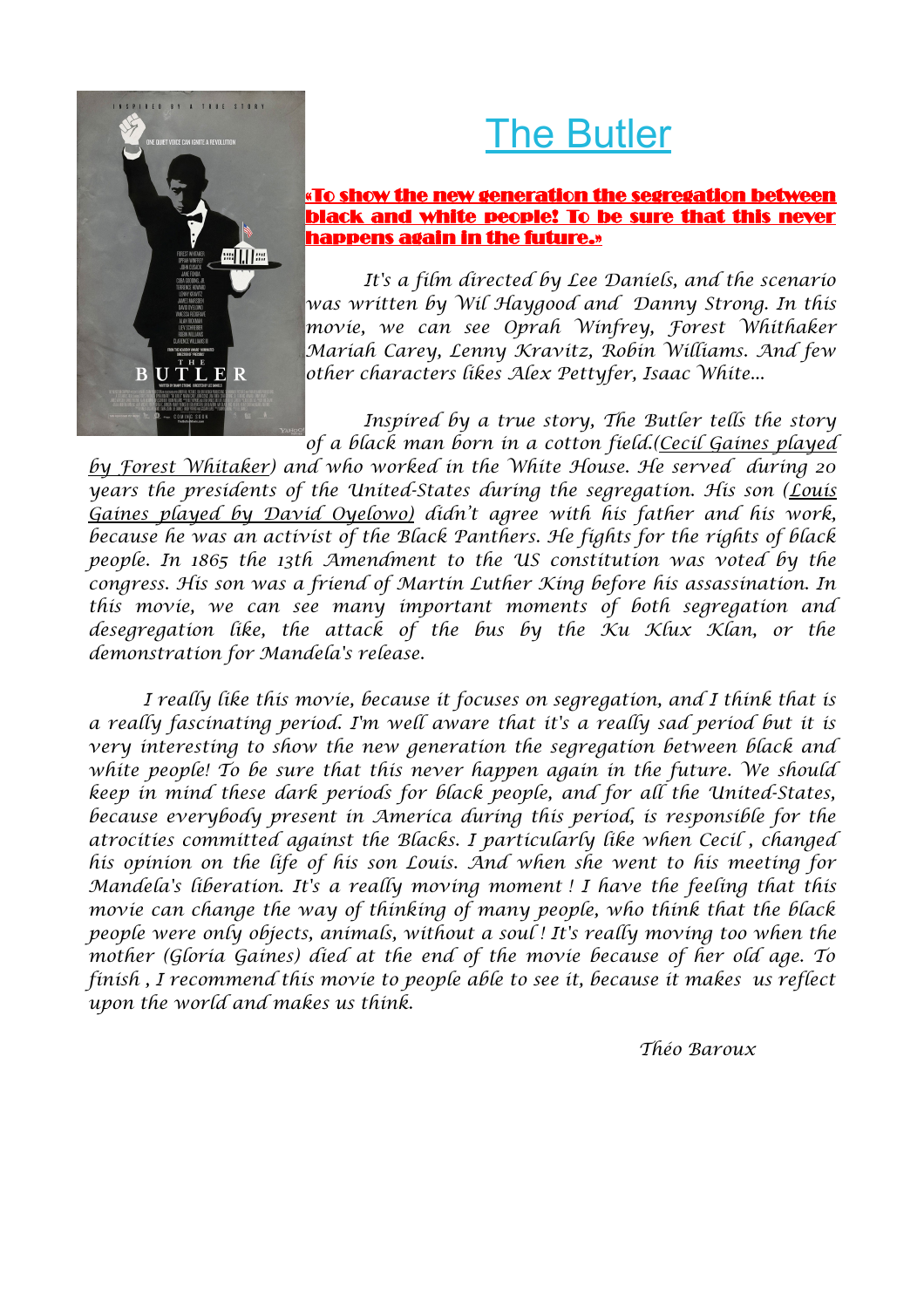# The Butler

**«To show the new generation the segregation between black and white people! To be sure that this never happens again in the future.»**

*It's a film directed by Lee Daniels, and the scenario was written by Wil Haygood and Danny Strong. In this movie, we can see Oprah Winfrey, Forest Whithaker Mariah Carey, Lenny Kravitz, Robin Williams. And few other characters likes Alex Pettyfer, Isaac White...*

*Inspired by a true story, The Butler tells the story of a black man born in a cotton field.(Cecil Gaines played by Forest Whitaker) and who worked in the White House. He served during 20 years the presidents of the United-States during the segregation. His son (Louis Gaines played by David Oyelowo) didn't agree with his father and his work, because he was an activist of the Black Panthers. He fights for the rights of black people. In 1865 the 13th Amendment to the US constitution was voted by the congress. His son was a friend of Martin Luther King before his assassination. In this movie, we can see many important moments of both segregation and desegregation like, the attack of the bus by the Ku Klux Klan, or the demonstration for Mandela's release.*

*I really like this movie, because it focuses on segregation, and I think that is a really fascinating period. I'm well aware that it's a really sad period but it is very interesting to show the new generation the segregation between black and white people! To be sure that this never happen again in the future. We should keep in mind these dark periods for black people, and for all the United-States, because everybody present in America during this period, is responsible for the atrocities committed against the Blacks. I particularly like when Cecil , changed his opinion on the life of his son Louis. And when she went to his meeting for Mandela's liberation. It's a really moving moment ! I have the feeling that this movie can change the way of thinking of many people, who think that the black people were only objects, animals, without a soul ! It's really moving too when the mother (Gloria Gaines) died at the end of the movie because of her old age. To finish , I recommend this movie to people able to see it, because it makes us reflect upon the world and makes us think.*

*Théo Baroux*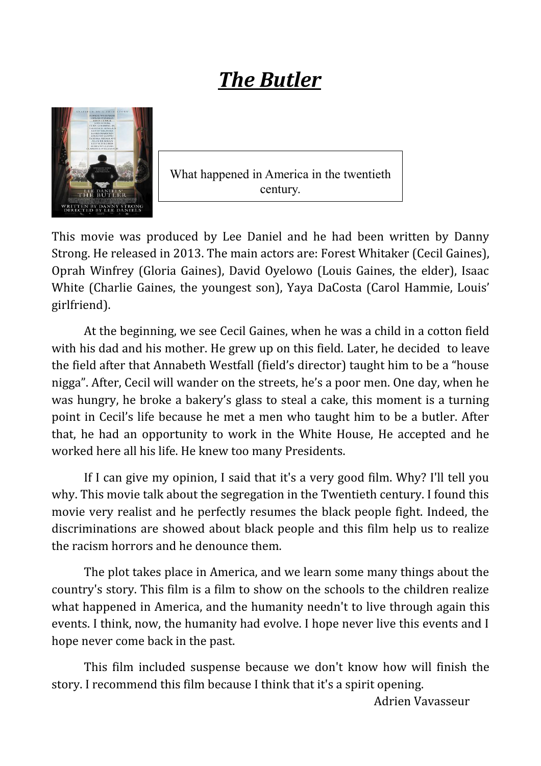# ***The Butler***

What happened in America in the twentieth century.

This movie was produced by Lee Daniel and he had been written by Danny Strong. He released in 2013. The main actors are: Forest Whitaker (Cecil Gaines), Oprah Winfrey (Gloria Gaines), David Oyelowo (Louis Gaines, the elder), Isaac White (Charlie Gaines, the youngest son), Yaya DaCosta (Carol Hammie, Louis' girlfriend).

At the beginning, we see Cecil Gaines, when he was a child in a cotton field with his dad and his mother. He grew up on this field. Later, he decided to leave the field after that Annabeth Westfall (field's director) taught him to be a "house nigga". After, Cecil will wander on the streets, he's a poor men. One day, when he was hungry, he broke a bakery's glass to steal a cake, this moment is a turning point in Cecil's life because he met a men who taught him to be a butler. After that, he had an opportunity to work in the White House, He accepted and he worked here all his life. He knew too many Presidents.

If I can give my opinion, I said that it's a very good film. Why? I'll tell you why. This movie talk about the segregation in the Twentieth century. I found this movie very realist and he perfectly resumes the black people fight. Indeed, the discriminations are showed about black people and this film help us to realize the racism horrors and he denounce them.

The plot takes place in America, and we learn some many things about the country's story. This film is a film to show on the schools to the children realize what happened in America, and the humanity needn't to live through again this events. I think, now, the humanity had evolve. I hope never live this events and I hope never come back in the past.

This film included suspense because we don't know how will finish the story. I recommend this film because I think that it's a spirit opening.

Adrien Vavasseur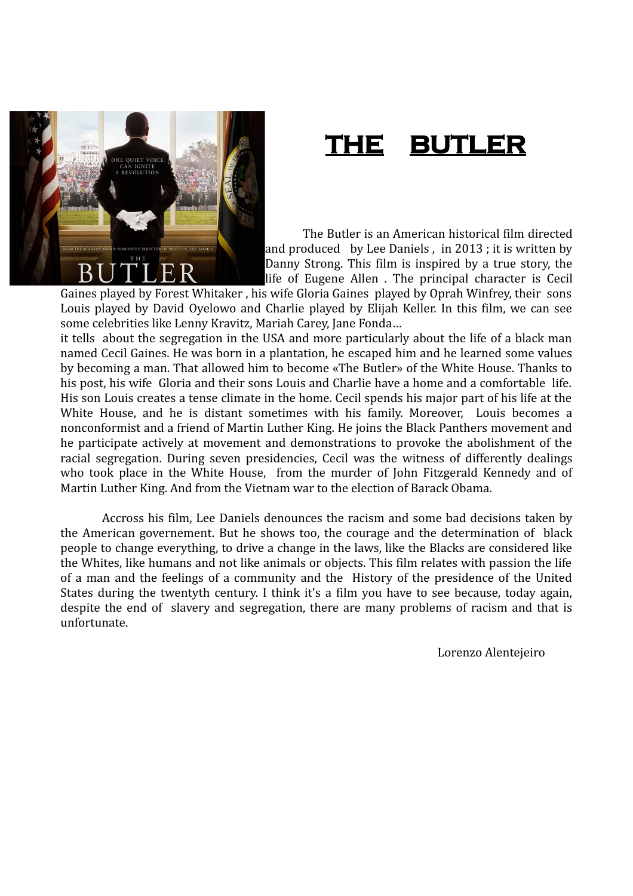# THE BUTLER

The Butler is an American historical film directed and produced by Lee Daniels , in 2013 ; it is written by Danny Strong. This film is inspired by a true story, the life of Eugene Allen . The principal character is Cecil Gaines played by Forest Whitaker , his wife Gloria Gaines played by Oprah Winfrey, their sons Louis played by David Oyelowo and Charlie played by Elijah Keller. In this film, we can see some celebrities like Lenny Kravitz, Mariah Carey, Jane Fonda…

it tells about the segregation in the USA and more particularly about the life of a black man named Cecil Gaines. He was born in a plantation, he escaped him and he learned some values by becoming a man. That allowed him to become «The Butler» of the White House. Thanks to his post, his wife Gloria and their sons Louis and Charlie have a home and a comfortable life. His son Louis creates a tense climate in the home. Cecil spends his major part of his life at the White House, and he is distant sometimes with his family. Moreover, Louis becomes a nonconformist and a friend of Martin Luther King. He joins the Black Panthers movement and he participate actively at movement and demonstrations to provoke the abolishment of the racial segregation. During seven presidencies, Cecil was the witness of differently dealings who took place in the White House, from the murder of John Fitzgerald Kennedy and of Martin Luther King. And from the Vietnam war to the election of Barack Obama.

Accross his film, Lee Daniels denounces the racism and some bad decisions taken by the American governement. But he shows too, the courage and the determination of black people to change everything, to drive a change in the laws, like the Blacks are considered like the Whites, like humans and not like animals or objects. This film relates with passion the life of a man and the feelings of a community and the History of the presidence of the United States during the twentyth century. I think it's a film you have to see because, today again, despite the end of slavery and segregation, there are many problems of racism and that is unfortunate.

Lorenzo Alentejeiro